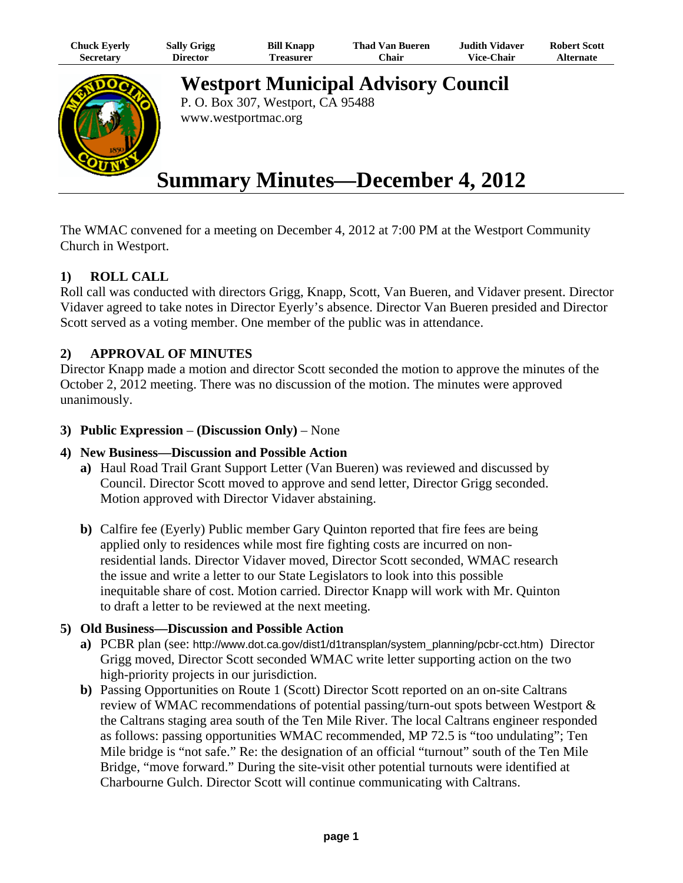| Chuck Eyerly | Sally Grigg | Bill Knapp | Thad Van Bueren | Judith Vidaver | Robert Scott |
| --- | --- | --- | --- | --- | --- |
| Secretary | Director | Treasurer | Chair | Vice-Chair | Alternate |

# Westport Municipal Advisory Council

P. O. Box 307, Westport, CA 95488
www.westportmac.org

# Summary Minutes—December 4, 2012

The WMAC convened for a meeting on December 4, 2012 at 7:00 PM at the Westport Community Church in Westport.

## 1) ROLL CALL

Roll call was conducted with directors Grigg, Knapp, Scott, Van Bueren, and Vidaver present. Director Vidaver agreed to take notes in Director Eyerly's absence. Director Van Bueren presided and Director Scott served as a voting member. One member of the public was in attendance.

## 2) APPROVAL OF MINUTES

Director Knapp made a motion and director Scott seconded the motion to approve the minutes of the October 2, 2012 meeting. There was no discussion of the motion. The minutes were approved unanimously.

**3) Public Expression – (Discussion Only)** – None

**4) New Business—Discussion and Possible Action**

- **a)** Haul Road Trail Grant Support Letter (Van Bueren) was reviewed and discussed by Council. Director Scott moved to approve and send letter, Director Grigg seconded. Motion approved with Director Vidaver abstaining.

- **b)** Calfire fee (Eyerly) Public member Gary Quinton reported that fire fees are being applied only to residences while most fire fighting costs are incurred on non-residential lands. Director Vidaver moved, Director Scott seconded, WMAC research the issue and write a letter to our State Legislators to look into this possible inequitable share of cost. Motion carried. Director Knapp will work with Mr. Quinton to draft a letter to be reviewed at the next meeting.

**5) Old Business—Discussion and Possible Action**

- **a)** PCBR plan (see: http://www.dot.ca.gov/dist1/d1transplan/system_planning/pcbr-cct.htm) Director Grigg moved, Director Scott seconded WMAC write letter supporting action on the two high-priority projects in our jurisdiction.
- **b)** Passing Opportunities on Route 1 (Scott) Director Scott reported on an on-site Caltrans review of WMAC recommendations of potential passing/turn-out spots between Westport & the Caltrans staging area south of the Ten Mile River. The local Caltrans engineer responded as follows: passing opportunities WMAC recommended, MP 72.5 is "too undulating"; Ten Mile bridge is "not safe." Re: the designation of an official "turnout" south of the Ten Mile Bridge, "move forward." During the site-visit other potential turnouts were identified at Charbourne Gulch. Director Scott will continue communicating with Caltrans.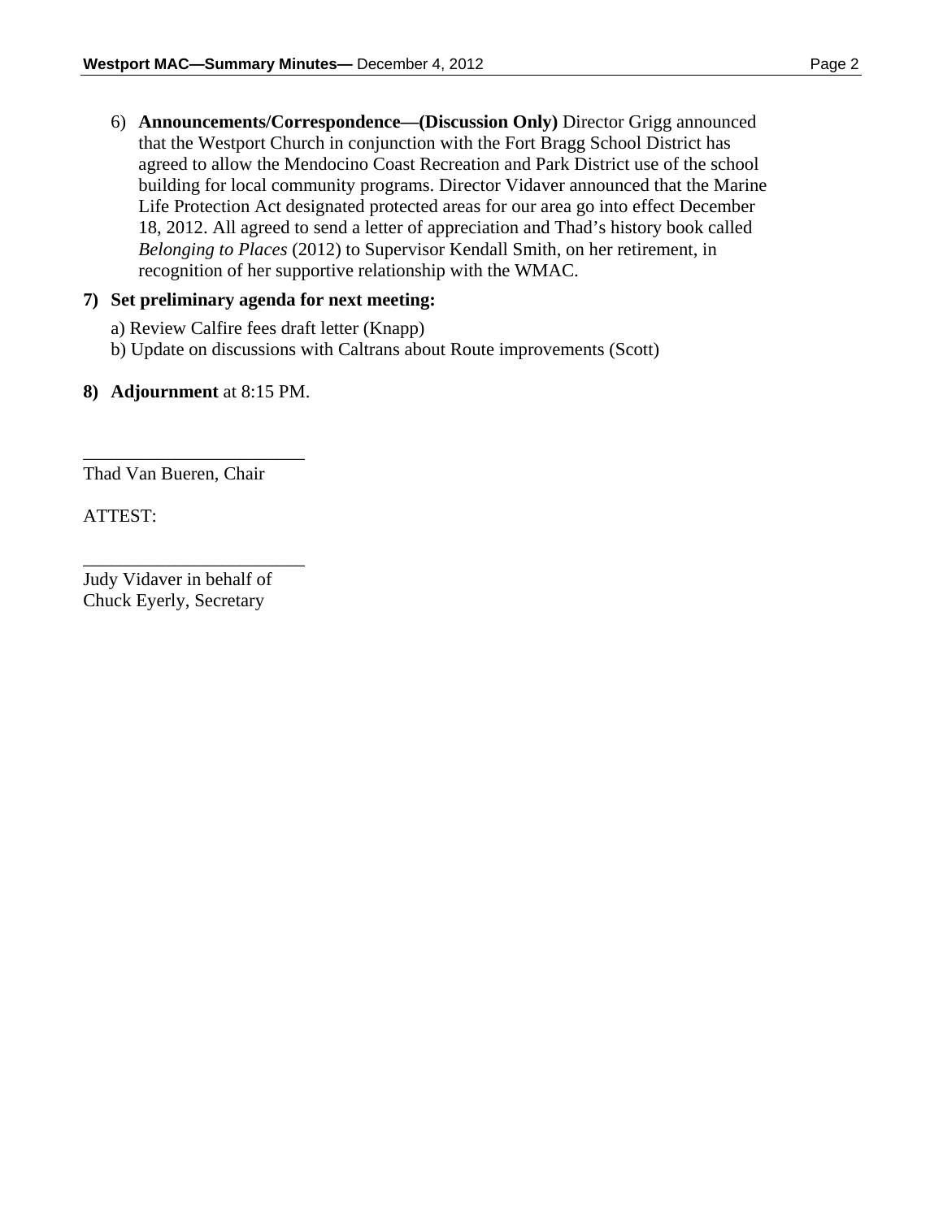6) **Announcements/Correspondence—(Discussion Only)** Director Grigg announced that the Westport Church in conjunction with the Fort Bragg School District has agreed to allow the Mendocino Coast Recreation and Park District use of the school building for local community programs. Director Vidaver announced that the Marine Life Protection Act designated protected areas for our area go into effect December 18, 2012. All agreed to send a letter of appreciation and Thad's history book called *Belonging to Places* (2012) to Supervisor Kendall Smith, on her retirement, in recognition of her supportive relationship with the WMAC.

**7) Set preliminary agenda for next meeting:**

a) Review Calfire fees draft letter (Knapp)
b) Update on discussions with Caltrans about Route improvements (Scott)

**8) Adjournment** at 8:15 PM.

_______________________
Thad Van Bueren, Chair

ATTEST:

_______________________
Judy Vidaver in behalf of
Chuck Eyerly, Secretary